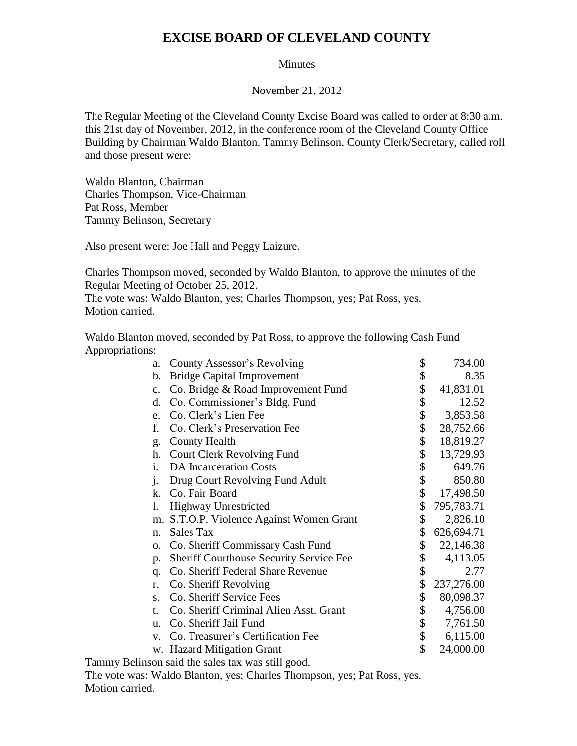# EXCISE BOARD OF CLEVELAND COUNTY

Minutes

November 21, 2012

The Regular Meeting of the Cleveland County Excise Board was called to order at 8:30 a.m. this 21st day of November, 2012, in the conference room of the Cleveland County Office Building by Chairman Waldo Blanton. Tammy Belinson, County Clerk/Secretary, called roll and those present were:

Waldo Blanton, Chairman
Charles Thompson, Vice-Chairman
Pat Ross, Member
Tammy Belinson, Secretary

Also present were: Joe Hall and Peggy Laizure.

Charles Thompson moved, seconded by Waldo Blanton, to approve the minutes of the Regular Meeting of October 25, 2012.
The vote was: Waldo Blanton, yes; Charles Thompson, yes; Pat Ross, yes.
Motion carried.

Waldo Blanton moved, seconded by Pat Ross, to approve the following Cash Fund Appropriations:

| | | |
|---|---|---|
| a. | County Assessor's Revolving | $ 734.00 |
| b. | Bridge Capital Improvement | $ 8.35 |
| c. | Co. Bridge & Road Improvement Fund | $ 41,831.01 |
| d. | Co. Commissioner's Bldg. Fund | $ 12.52 |
| e. | Co. Clerk's Lien Fee | $ 3,853.58 |
| f. | Co. Clerk's Preservation Fee | $ 28,752.66 |
| g. | County Health | $ 18,819.27 |
| h. | Court Clerk Revolving Fund | $ 13,729.93 |
| i. | DA Incarceration Costs | $ 649.76 |
| j. | Drug Court Revolving Fund Adult | $ 850.80 |
| k. | Co. Fair Board | $ 17,498.50 |
| l. | Highway Unrestricted | $ 795,783.71 |
| m. | S.T.O.P. Violence Against Women Grant | $ 2,826.10 |
| n. | Sales Tax | $ 626,694.71 |
| o. | Co. Sheriff Commissary Cash Fund | $ 22,146.38 |
| p. | Sheriff Courthouse Security Service Fee | $ 4,113.05 |
| q. | Co. Sheriff Federal Share Revenue | $ 2.77 |
| r. | Co. Sheriff Revolving | $ 237,276.00 |
| s. | Co. Sheriff Service Fees | $ 80,098.37 |
| t. | Co. Sheriff Criminal Alien Asst. Grant | $ 4,756.00 |
| u. | Co. Sheriff Jail Fund | $ 7,761.50 |
| v. | Co. Treasurer's Certification Fee | $ 6,115.00 |
| w. | Hazard Mitigation Grant | $ 24,000.00 |

Tammy Belinson said the sales tax was still good.
The vote was: Waldo Blanton, yes; Charles Thompson, yes; Pat Ross, yes.
Motion carried.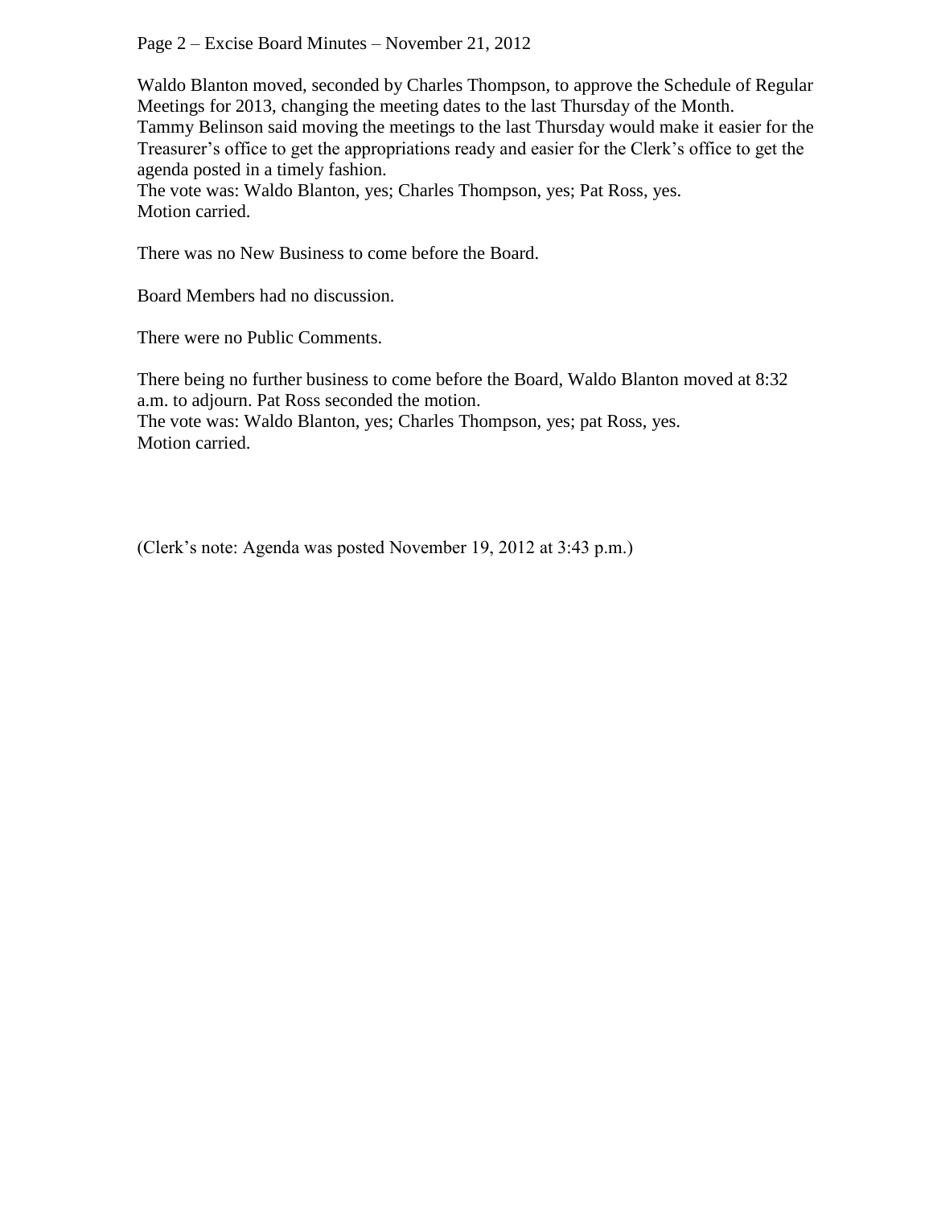Waldo Blanton moved, seconded by Charles Thompson, to approve the Schedule of Regular Meetings for 2013, changing the meeting dates to the last Thursday of the Month.
Tammy Belinson said moving the meetings to the last Thursday would make it easier for the Treasurer's office to get the appropriations ready and easier for the Clerk's office to get the agenda posted in a timely fashion.
The vote was: Waldo Blanton, yes; Charles Thompson, yes; Pat Ross, yes.
Motion carried.

There was no New Business to come before the Board.

Board Members had no discussion.

There were no Public Comments.

There being no further business to come before the Board, Waldo Blanton moved at 8:32 a.m. to adjourn. Pat Ross seconded the motion.
The vote was: Waldo Blanton, yes; Charles Thompson, yes; pat Ross, yes.
Motion carried.

(Clerk's note: Agenda was posted November 19, 2012 at 3:43 p.m.)